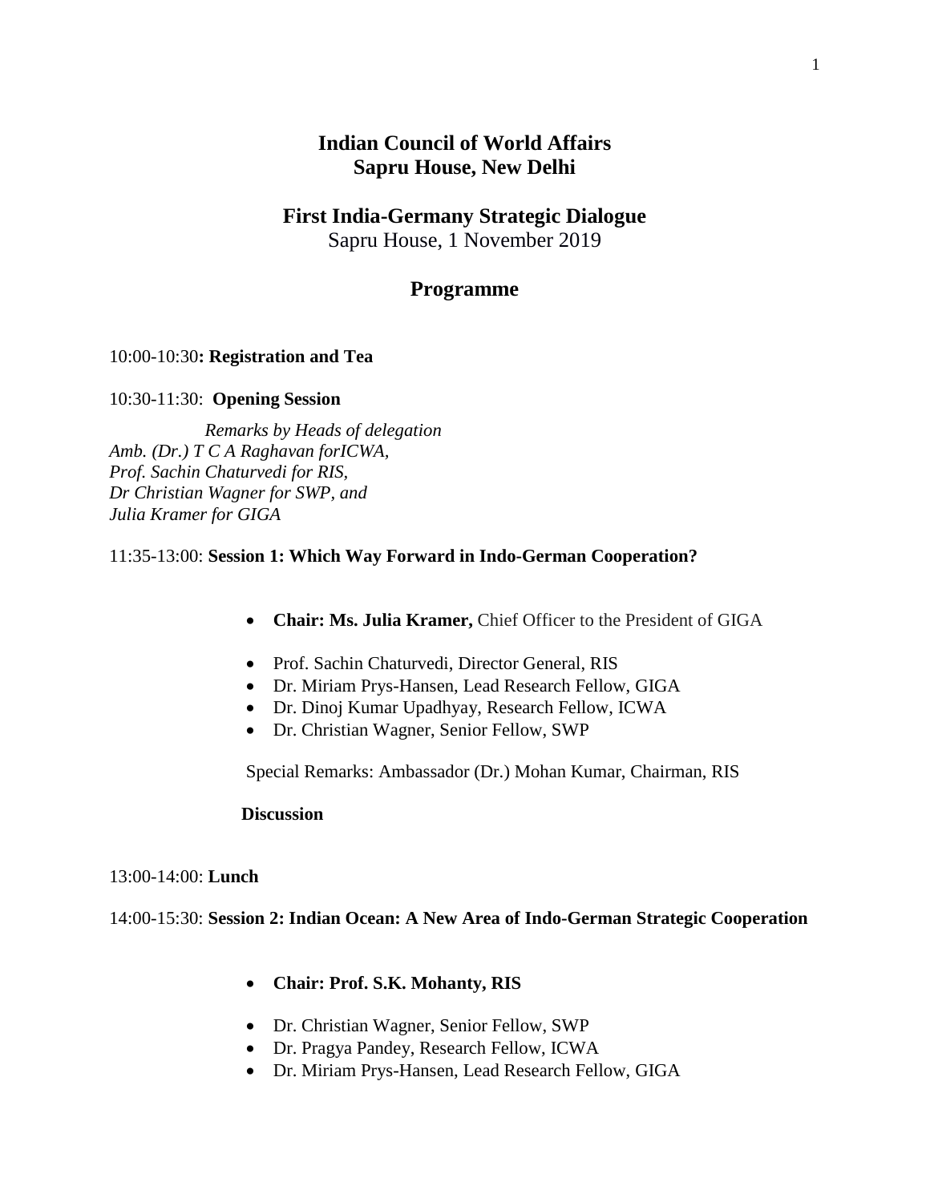# Indian Council of World Affairs
# Sapru House, New Delhi

## First India-Germany Strategic Dialogue

Sapru House, 1 November 2019

## Programme

10:00-10:30**: Registration and Tea**

10:30-11:30: **Opening Session**

*Remarks by Heads of delegation*
*Amb. (Dr.) T C A Raghavan forICWA,*
*Prof. Sachin Chaturvedi for RIS,*
*Dr Christian Wagner for SWP, and*
*Julia Kramer for GIGA*

11:35-13:00: **Session 1: Which Way Forward in Indo-German Cooperation?**

- **Chair: Ms. Julia Kramer,** Chief Officer to the President of GIGA

- Prof. Sachin Chaturvedi, Director General, RIS
- Dr. Miriam Prys-Hansen, Lead Research Fellow, GIGA
- Dr. Dinoj Kumar Upadhyay, Research Fellow, ICWA
- Dr. Christian Wagner, Senior Fellow, SWP

Special Remarks: Ambassador (Dr.) Mohan Kumar, Chairman, RIS

**Discussion**

13:00-14:00: **Lunch**

14:00-15:30: **Session 2: Indian Ocean: A New Area of Indo-German Strategic Cooperation**

- **Chair: Prof. S.K. Mohanty, RIS**

- Dr. Christian Wagner, Senior Fellow, SWP
- Dr. Pragya Pandey, Research Fellow, ICWA
- Dr. Miriam Prys-Hansen, Lead Research Fellow, GIGA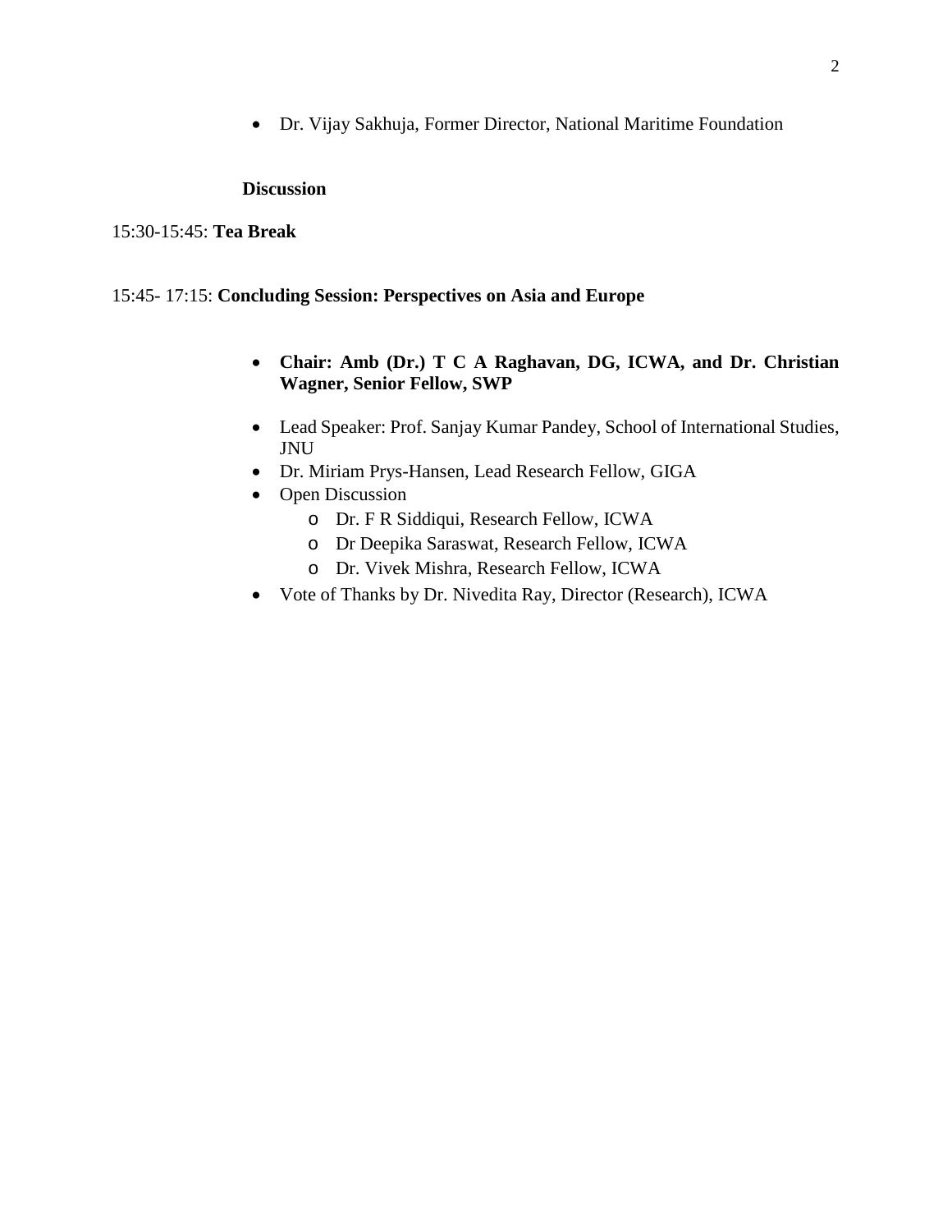- Dr. Vijay Sakhuja, Former Director, National Maritime Foundation

**Discussion**

15:30-15:45: **Tea Break**

15:45- 17:15: **Concluding Session: Perspectives on Asia and Europe**

- **Chair: Amb (Dr.) T C A Raghavan, DG, ICWA, and Dr. Christian Wagner, Senior Fellow, SWP**

- Lead Speaker: Prof. Sanjay Kumar Pandey, School of International Studies, JNU
- Dr. Miriam Prys-Hansen, Lead Research Fellow, GIGA
- Open Discussion
  - Dr. F R Siddiqui, Research Fellow, ICWA
  - Dr Deepika Saraswat, Research Fellow, ICWA
  - Dr. Vivek Mishra, Research Fellow, ICWA
- Vote of Thanks by Dr. Nivedita Ray, Director (Research), ICWA